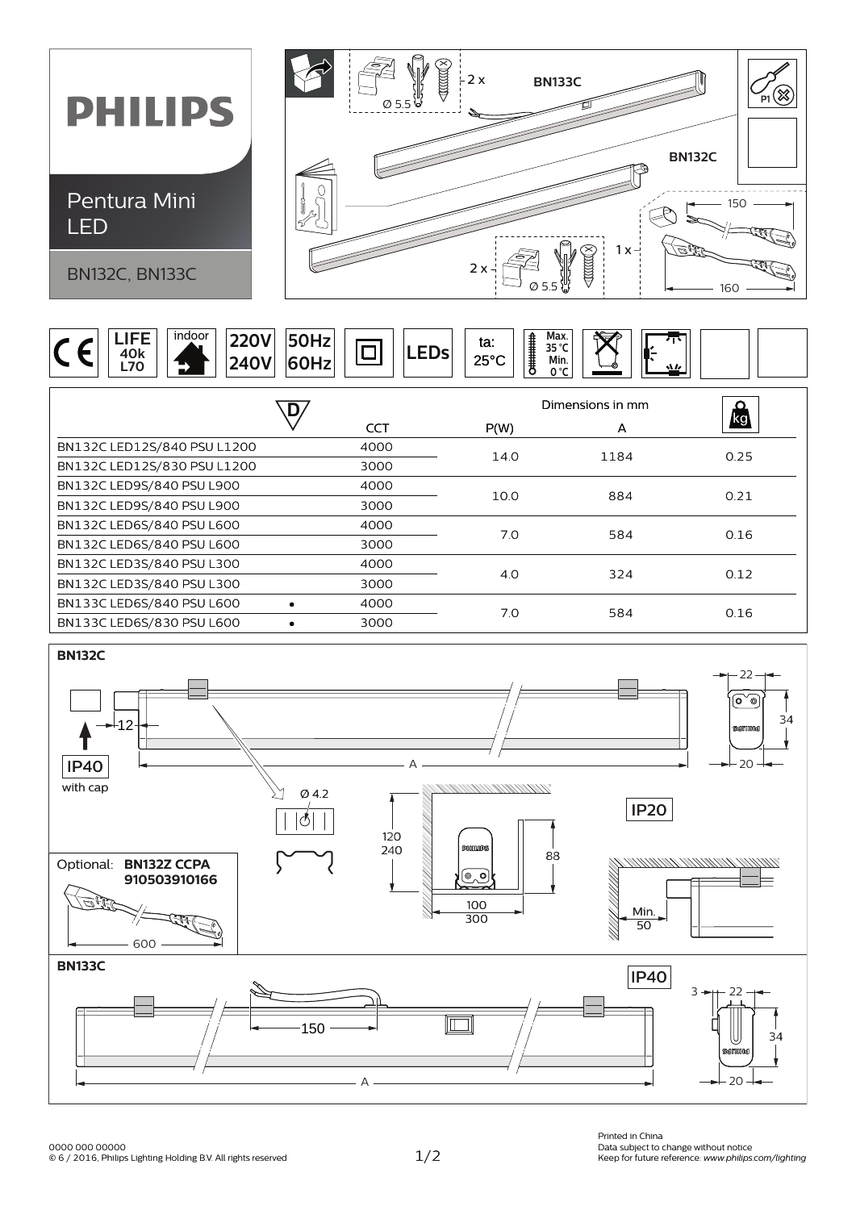# PHILIPS

## Pentura Mini LED

BN132C, BN133C

2 x Ø 5.5 — BN133C

BN132C

1 x — 150 — 160

2 x Ø 5.5

P1

CE | LIFE 40k L70 | indoor | 220V 240V | 50Hz 60Hz | LEDs | ta: 25°C | Max. 35 °C Min. 0 °C

| | | CCT | P(W) | A (Dimensions in mm) | kg |
|---|---|---|---|---|---|
| BN132C LED12S/840 PSU L1200 | | 4000 | 14.0 | 1184 | 0.25 |
| BN132C LED12S/830 PSU L1200 | | 3000 | | | |
| BN132C LED9S/840 PSU L900 | | 4000 | 10.0 | 884 | 0.21 |
| BN132C LED9S/840 PSU L900 | | 3000 | | | |
| BN132C LED6S/840 PSU L600 | | 4000 | 7.0 | 584 | 0.16 |
| BN132C LED6S/840 PSU L600 | | 3000 | | | |
| BN132C LED3S/840 PSU L300 | | 4000 | 4.0 | 324 | 0.12 |
| BN132C LED3S/840 PSU L300 | | 3000 | | | |
| BN133C LED6S/840 PSU L600 | • | 4000 | 7.0 | 584 | 0.16 |
| BN133C LED6S/830 PSU L600 | • | 3000 | | | |

### BN132C

12 — A — 22 — 34 — 20

IP40 with cap

Ø 4.2

120 240 — 88 — 100 300

IP20

Min. 50

Optional: **BN132Z CCPA 910503910166**

600

### BN133C

IP40

150 — A — 3 — 22 — 34 — 20

0000 000 00000
© 6 / 2016, Philips Lighting Holding B.V. All rights reserved

Printed in China
Data subject to change without notice
Keep for future reference: *www.philips.com/lighting*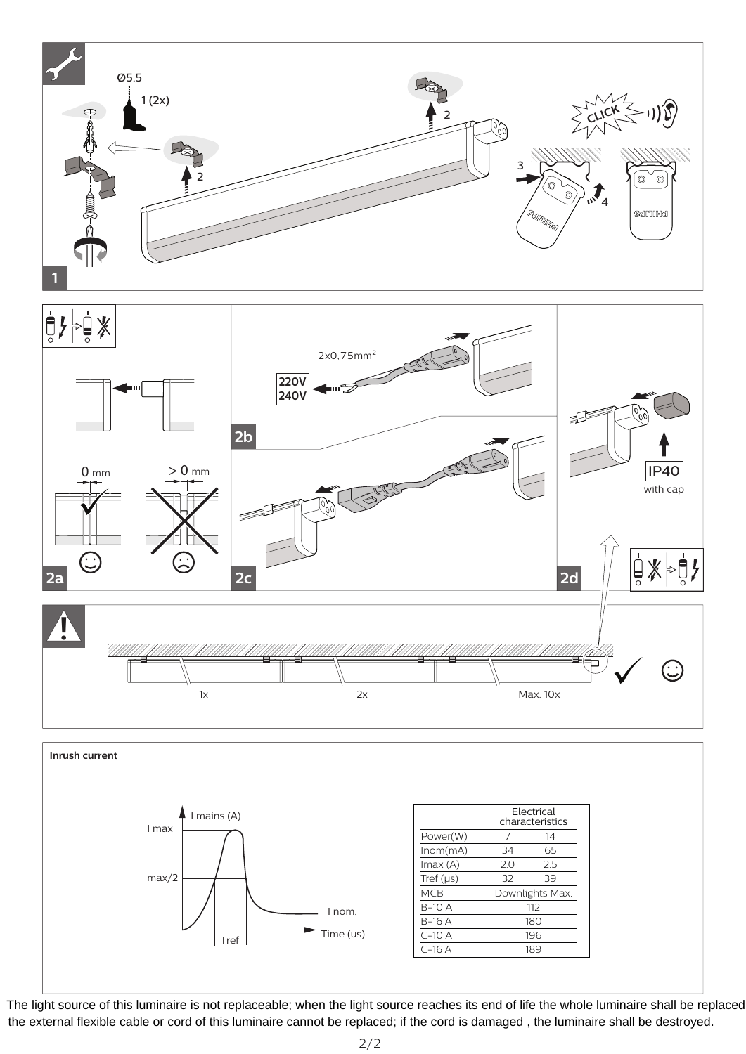Ø5.5

1 (2x)

2

2

CLICK

3

4

1

2x0,75mm²

220V
240V

2a

2b

0 mm

> 0 mm

2c

2d

IP40
with cap

1x

2x

Max. 10x

**Inrush current**

I mains (A)

I max

max/2

I nom.

Tref

Time (us)

| | Electrical characteristics | |
|---|---|---|
| Power(W) | 7 | 14 |
| Inom(mA) | 34 | 65 |
| Imax (A) | 2.0 | 2.5 |
| Tref (μs) | 32 | 39 |
| MCB | Downlights Max. | |
| B-10 A | 112 | |
| B-16 A | 180 | |
| C-10 A | 196 | |
| C-16 A | 189 | |

The light source of this luminaire is not replaceable; when the light source reaches its end of life the whole luminaire shall be replaced the external flexible cable or cord of this luminaire cannot be replaced; if the cord is damaged , the luminaire shall be destroyed.